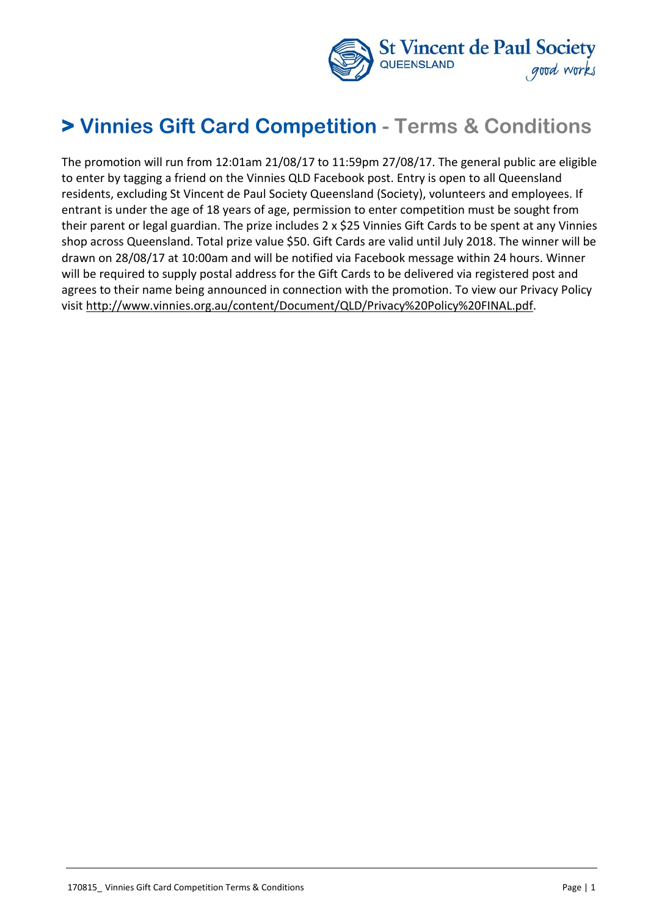# > Vinnies Gift Card Competition - Terms & Conditions

The promotion will run from 12:01am 21/08/17 to 11:59pm 27/08/17. The general public are eligible to enter by tagging a friend on the Vinnies QLD Facebook post. Entry is open to all Queensland residents, excluding St Vincent de Paul Society Queensland (Society), volunteers and employees. If entrant is under the age of 18 years of age, permission to enter competition must be sought from their parent or legal guardian. The prize includes 2 x $25 Vinnies Gift Cards to be spent at any Vinnies shop across Queensland. Total prize value $50. Gift Cards are valid until July 2018. The winner will be drawn on 28/08/17 at 10:00am and will be notified via Facebook message within 24 hours. Winner will be required to supply postal address for the Gift Cards to be delivered via registered post and agrees to their name being announced in connection with the promotion. To view our Privacy Policy visit http://www.vinnies.org.au/content/Document/QLD/Privacy%20Policy%20FINAL.pdf.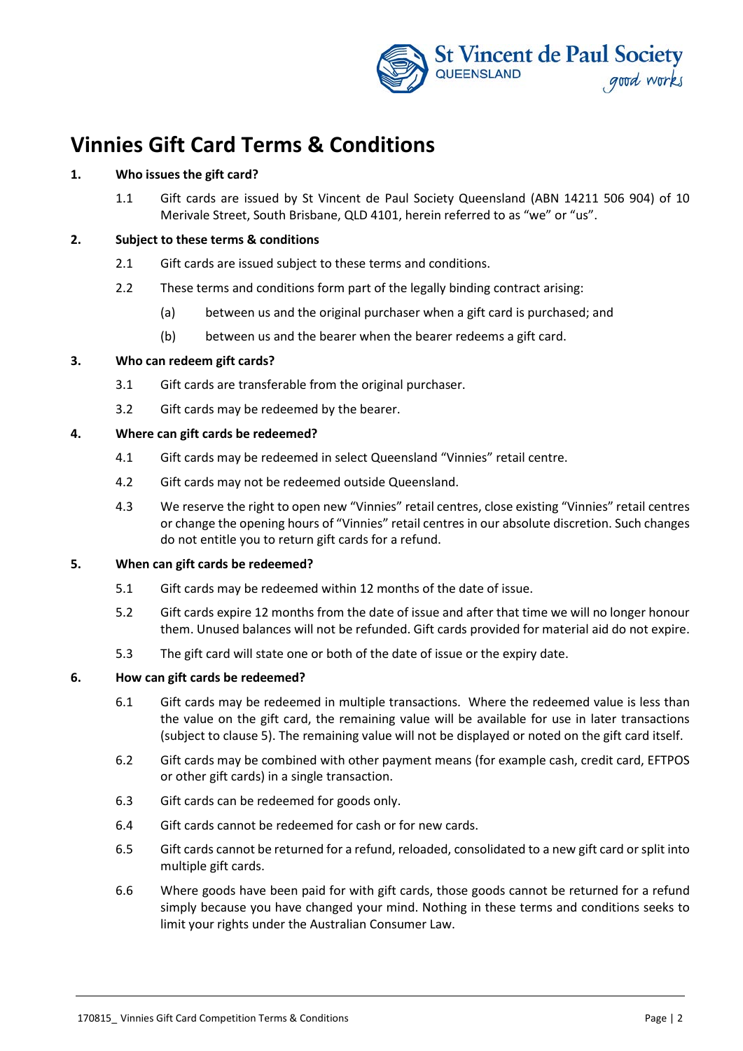# Vinnies Gift Card Terms & Conditions

**1. Who issues the gift card?**

1.1 Gift cards are issued by St Vincent de Paul Society Queensland (ABN 14211 506 904) of 10 Merivale Street, South Brisbane, QLD 4101, herein referred to as "we" or "us".

**2. Subject to these terms & conditions**

2.1 Gift cards are issued subject to these terms and conditions.

2.2 These terms and conditions form part of the legally binding contract arising:

(a) between us and the original purchaser when a gift card is purchased; and

(b) between us and the bearer when the bearer redeems a gift card.

**3. Who can redeem gift cards?**

3.1 Gift cards are transferable from the original purchaser.

3.2 Gift cards may be redeemed by the bearer.

**4. Where can gift cards be redeemed?**

4.1 Gift cards may be redeemed in select Queensland "Vinnies" retail centre.

4.2 Gift cards may not be redeemed outside Queensland.

4.3 We reserve the right to open new "Vinnies" retail centres, close existing "Vinnies" retail centres or change the opening hours of "Vinnies" retail centres in our absolute discretion. Such changes do not entitle you to return gift cards for a refund.

**5. When can gift cards be redeemed?**

5.1 Gift cards may be redeemed within 12 months of the date of issue.

5.2 Gift cards expire 12 months from the date of issue and after that time we will no longer honour them. Unused balances will not be refunded. Gift cards provided for material aid do not expire.

5.3 The gift card will state one or both of the date of issue or the expiry date.

**6. How can gift cards be redeemed?**

6.1 Gift cards may be redeemed in multiple transactions. Where the redeemed value is less than the value on the gift card, the remaining value will be available for use in later transactions (subject to clause 5). The remaining value will not be displayed or noted on the gift card itself.

6.2 Gift cards may be combined with other payment means (for example cash, credit card, EFTPOS or other gift cards) in a single transaction.

6.3 Gift cards can be redeemed for goods only.

6.4 Gift cards cannot be redeemed for cash or for new cards.

6.5 Gift cards cannot be returned for a refund, reloaded, consolidated to a new gift card or split into multiple gift cards.

6.6 Where goods have been paid for with gift cards, those goods cannot be returned for a refund simply because you have changed your mind. Nothing in these terms and conditions seeks to limit your rights under the Australian Consumer Law.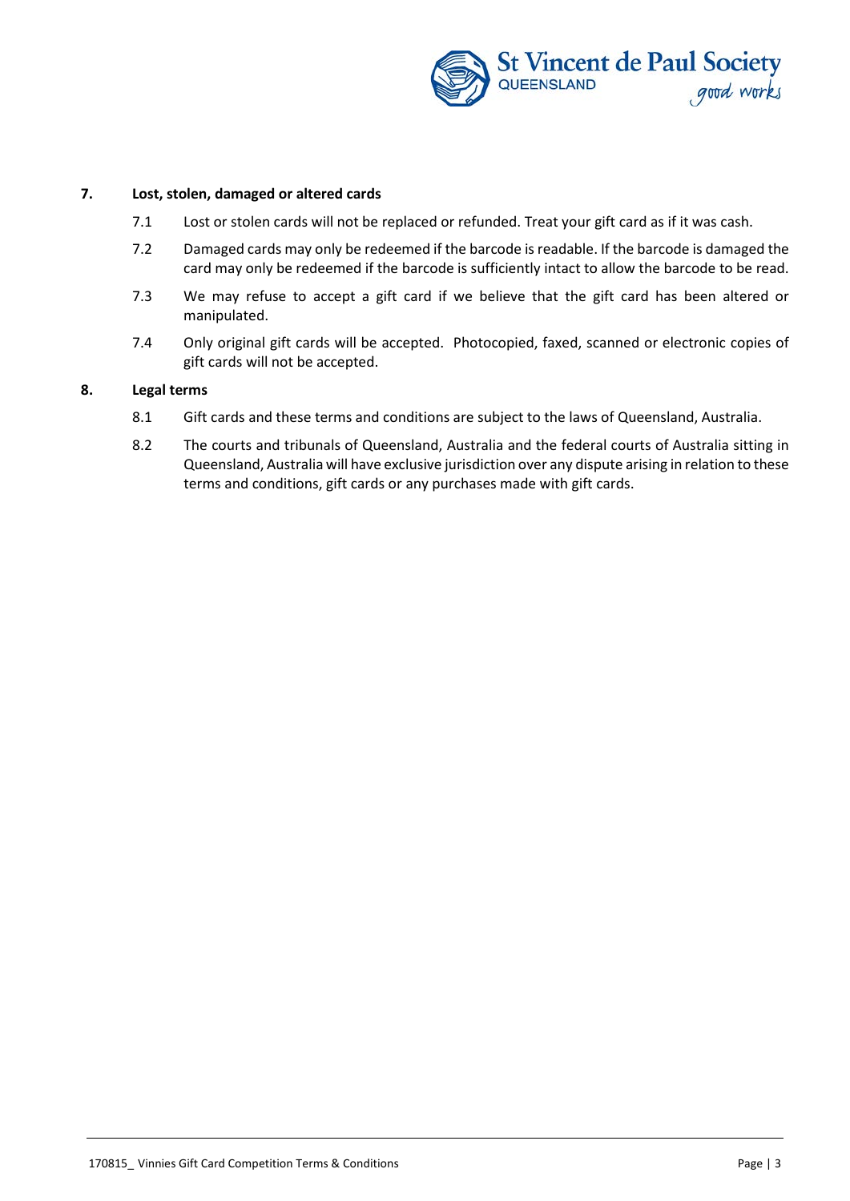## 7. Lost, stolen, damaged or altered cards

7.1 Lost or stolen cards will not be replaced or refunded. Treat your gift card as if it was cash.

7.2 Damaged cards may only be redeemed if the barcode is readable. If the barcode is damaged the card may only be redeemed if the barcode is sufficiently intact to allow the barcode to be read.

7.3 We may refuse to accept a gift card if we believe that the gift card has been altered or manipulated.

7.4 Only original gift cards will be accepted. Photocopied, faxed, scanned or electronic copies of gift cards will not be accepted.

## 8. Legal terms

8.1 Gift cards and these terms and conditions are subject to the laws of Queensland, Australia.

8.2 The courts and tribunals of Queensland, Australia and the federal courts of Australia sitting in Queensland, Australia will have exclusive jurisdiction over any dispute arising in relation to these terms and conditions, gift cards or any purchases made with gift cards.